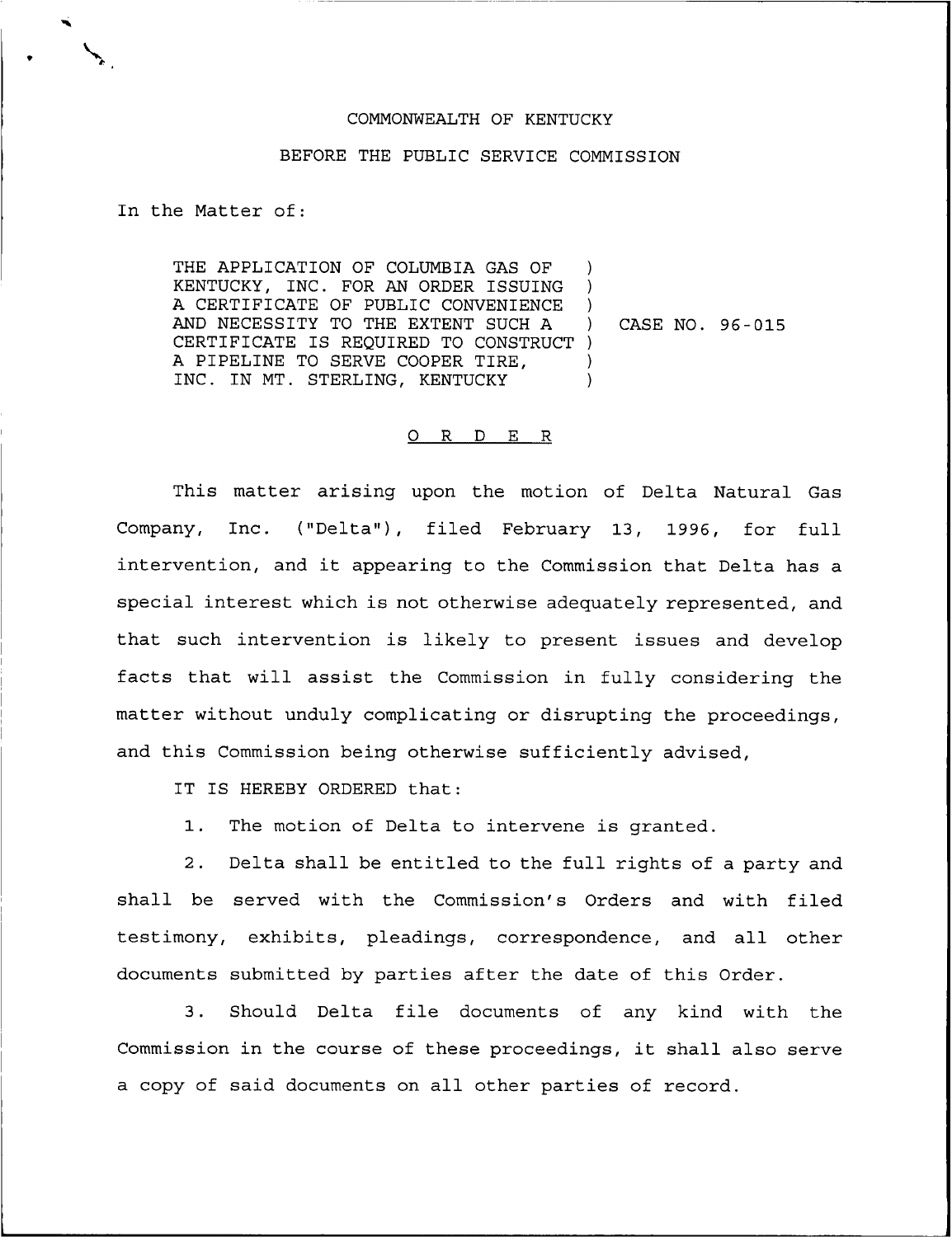COMMONWEALTH OF KENTUCKY

BEFORE THE PUBLIC SERVICE COMMISSION

In the Matter of:

THE APPLICATION OF COLUMBIA GAS OF KENTUCKY, INC. FOR AN ORDER ISSUING A CERTIFICATE OF PUBLIC CONVENIENCE AND NECESSITY TO THE EXTENT SUCH A CERTIFICATE IS REQUIRED TO CONSTRUCT A PIPELINE TO SERVE COOPER TIRE, INC. IN MT. STERLING, KENTUCKY ) CASE NO. 96-015

# ORDER

This matter arising upon the motion of Delta Natural Gas Company, Inc. ("Delta"), filed February 13, 1996, for full intervention, and it appearing to the Commission that Delta has a special interest which is not otherwise adequately represented, and that such intervention is likely to present issues and develop facts that will assist the Commission in fully considering the matter without unduly complicating or disrupting the proceedings, and this Commission being otherwise sufficiently advised,

IT IS HEREBY ORDERED that:

1. The motion of Delta to intervene is granted.

2. Delta shall be entitled to the full rights of a party and shall be served with the Commission's Orders and with filed testimony, exhibits, pleadings, correspondence, and all other documents submitted by parties after the date of this Order.

3. Should Delta file documents of any kind with the Commission in the course of these proceedings, it shall also serve a copy of said documents on all other parties of record.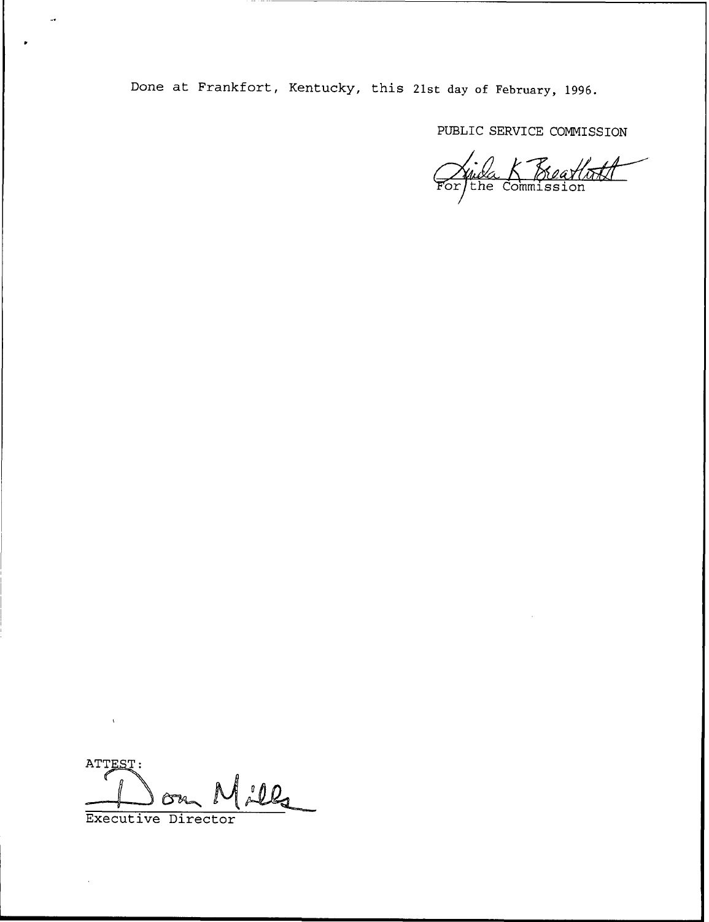Done at Frankfort, Kentucky, this 21st day of February, 1996.

PUBLIC SERVICE COMMISSION

For the Commission

ATTEST:

Executive Director